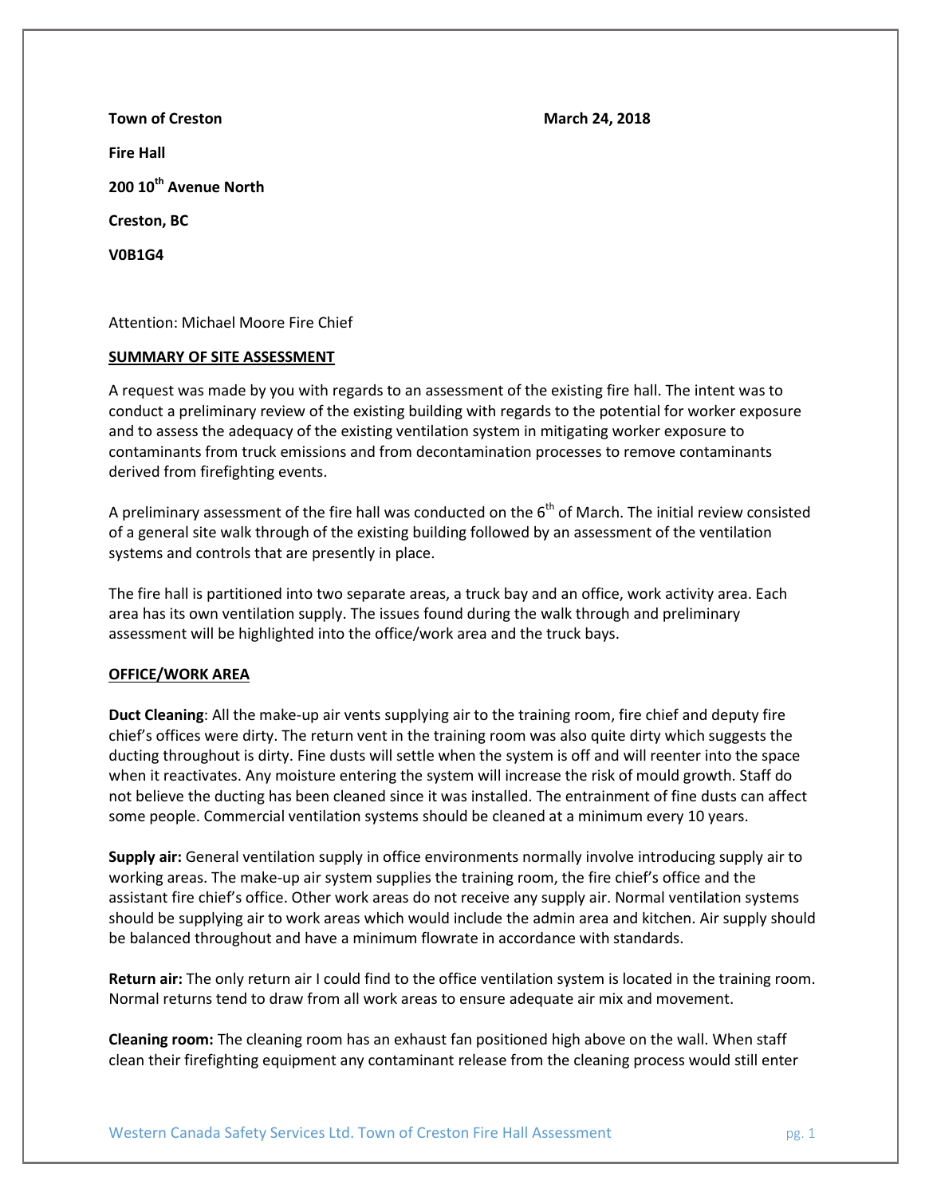**Town of Creston** **March 24, 2018**

**Fire Hall**

**200 10th Avenue North**

**Creston, BC**

**V0B1G4**

Attention: Michael Moore Fire Chief

**SUMMARY OF SITE ASSESSMENT**

A request was made by you with regards to an assessment of the existing fire hall. The intent was to conduct a preliminary review of the existing building with regards to the potential for worker exposure and to assess the adequacy of the existing ventilation system in mitigating worker exposure to contaminants from truck emissions and from decontamination processes to remove contaminants derived from firefighting events.

A preliminary assessment of the fire hall was conducted on the 6th of March. The initial review consisted of a general site walk through of the existing building followed by an assessment of the ventilation systems and controls that are presently in place.

The fire hall is partitioned into two separate areas, a truck bay and an office, work activity area. Each area has its own ventilation supply. The issues found during the walk through and preliminary assessment will be highlighted into the office/work area and the truck bays.

**OFFICE/WORK AREA**

**Duct Cleaning**: All the make-up air vents supplying air to the training room, fire chief and deputy fire chief's offices were dirty. The return vent in the training room was also quite dirty which suggests the ducting throughout is dirty. Fine dusts will settle when the system is off and will reenter into the space when it reactivates. Any moisture entering the system will increase the risk of mould growth. Staff do not believe the ducting has been cleaned since it was installed. The entrainment of fine dusts can affect some people. Commercial ventilation systems should be cleaned at a minimum every 10 years.

**Supply air:** General ventilation supply in office environments normally involve introducing supply air to working areas. The make-up air system supplies the training room, the fire chief's office and the assistant fire chief's office. Other work areas do not receive any supply air. Normal ventilation systems should be supplying air to work areas which would include the admin area and kitchen. Air supply should be balanced throughout and have a minimum flowrate in accordance with standards.

**Return air:** The only return air I could find to the office ventilation system is located in the training room. Normal returns tend to draw from all work areas to ensure adequate air mix and movement.

**Cleaning room:** The cleaning room has an exhaust fan positioned high above on the wall. When staff clean their firefighting equipment any contaminant release from the cleaning process would still enter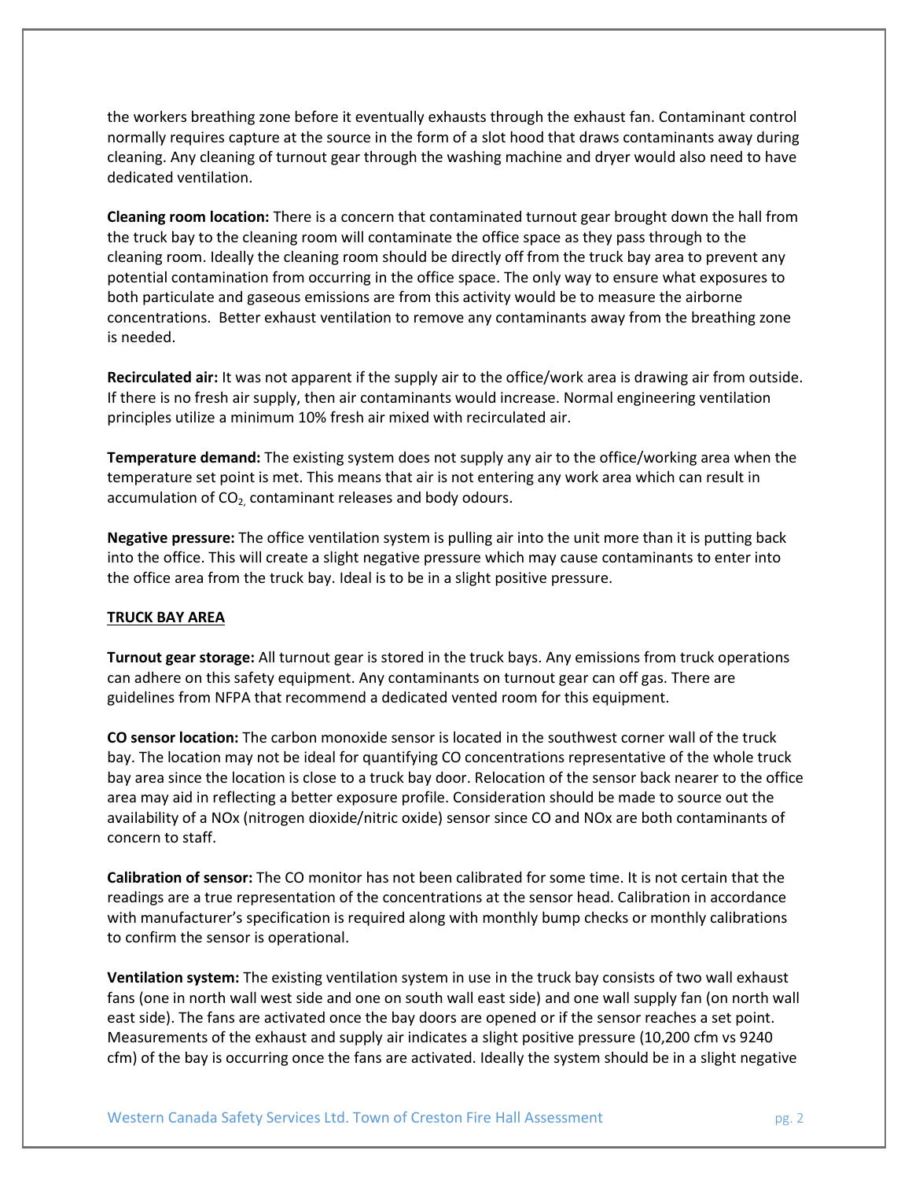the workers breathing zone before it eventually exhausts through the exhaust fan. Contaminant control normally requires capture at the source in the form of a slot hood that draws contaminants away during cleaning. Any cleaning of turnout gear through the washing machine and dryer would also need to have dedicated ventilation.

**Cleaning room location:** There is a concern that contaminated turnout gear brought down the hall from the truck bay to the cleaning room will contaminate the office space as they pass through to the cleaning room. Ideally the cleaning room should be directly off from the truck bay area to prevent any potential contamination from occurring in the office space. The only way to ensure what exposures to both particulate and gaseous emissions are from this activity would be to measure the airborne concentrations. Better exhaust ventilation to remove any contaminants away from the breathing zone is needed.

**Recirculated air:** It was not apparent if the supply air to the office/work area is drawing air from outside. If there is no fresh air supply, then air contaminants would increase. Normal engineering ventilation principles utilize a minimum 10% fresh air mixed with recirculated air.

**Temperature demand:** The existing system does not supply any air to the office/working area when the temperature set point is met. This means that air is not entering any work area which can result in accumulation of $CO_2$, contaminant releases and body odours.

**Negative pressure:** The office ventilation system is pulling air into the unit more than it is putting back into the office. This will create a slight negative pressure which may cause contaminants to enter into the office area from the truck bay. Ideal is to be in a slight positive pressure.

## TRUCK BAY AREA

**Turnout gear storage:** All turnout gear is stored in the truck bays. Any emissions from truck operations can adhere on this safety equipment. Any contaminants on turnout gear can off gas. There are guidelines from NFPA that recommend a dedicated vented room for this equipment.

**CO sensor location:** The carbon monoxide sensor is located in the southwest corner wall of the truck bay. The location may not be ideal for quantifying CO concentrations representative of the whole truck bay area since the location is close to a truck bay door. Relocation of the sensor back nearer to the office area may aid in reflecting a better exposure profile. Consideration should be made to source out the availability of a NOx (nitrogen dioxide/nitric oxide) sensor since CO and NOx are both contaminants of concern to staff.

**Calibration of sensor:** The CO monitor has not been calibrated for some time. It is not certain that the readings are a true representation of the concentrations at the sensor head. Calibration in accordance with manufacturer's specification is required along with monthly bump checks or monthly calibrations to confirm the sensor is operational.

**Ventilation system:** The existing ventilation system in use in the truck bay consists of two wall exhaust fans (one in north wall west side and one on south wall east side) and one wall supply fan (on north wall east side). The fans are activated once the bay doors are opened or if the sensor reaches a set point. Measurements of the exhaust and supply air indicates a slight positive pressure (10,200 cfm vs 9240 cfm) of the bay is occurring once the fans are activated. Ideally the system should be in a slight negative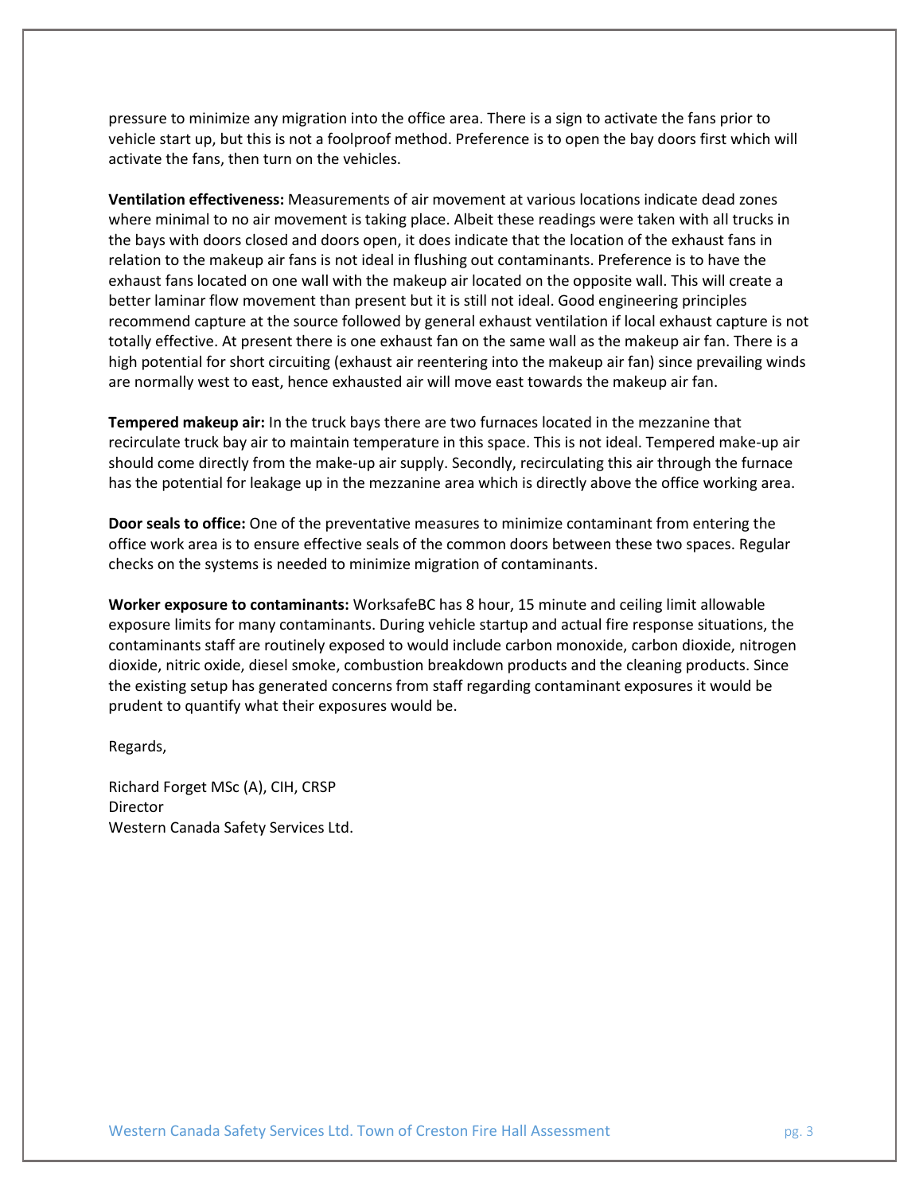pressure to minimize any migration into the office area. There is a sign to activate the fans prior to vehicle start up, but this is not a foolproof method. Preference is to open the bay doors first which will activate the fans, then turn on the vehicles.

**Ventilation effectiveness:** Measurements of air movement at various locations indicate dead zones where minimal to no air movement is taking place. Albeit these readings were taken with all trucks in the bays with doors closed and doors open, it does indicate that the location of the exhaust fans in relation to the makeup air fans is not ideal in flushing out contaminants. Preference is to have the exhaust fans located on one wall with the makeup air located on the opposite wall. This will create a better laminar flow movement than present but it is still not ideal. Good engineering principles recommend capture at the source followed by general exhaust ventilation if local exhaust capture is not totally effective. At present there is one exhaust fan on the same wall as the makeup air fan. There is a high potential for short circuiting (exhaust air reentering into the makeup air fan) since prevailing winds are normally west to east, hence exhausted air will move east towards the makeup air fan.

**Tempered makeup air:** In the truck bays there are two furnaces located in the mezzanine that recirculate truck bay air to maintain temperature in this space. This is not ideal. Tempered make-up air should come directly from the make-up air supply. Secondly, recirculating this air through the furnace has the potential for leakage up in the mezzanine area which is directly above the office working area.

**Door seals to office:** One of the preventative measures to minimize contaminant from entering the office work area is to ensure effective seals of the common doors between these two spaces. Regular checks on the systems is needed to minimize migration of contaminants.

**Worker exposure to contaminants:** WorksafeBC has 8 hour, 15 minute and ceiling limit allowable exposure limits for many contaminants. During vehicle startup and actual fire response situations, the contaminants staff are routinely exposed to would include carbon monoxide, carbon dioxide, nitrogen dioxide, nitric oxide, diesel smoke, combustion breakdown products and the cleaning products. Since the existing setup has generated concerns from staff regarding contaminant exposures it would be prudent to quantify what their exposures would be.

Regards,

Richard Forget MSc (A), CIH, CRSP
Director
Western Canada Safety Services Ltd.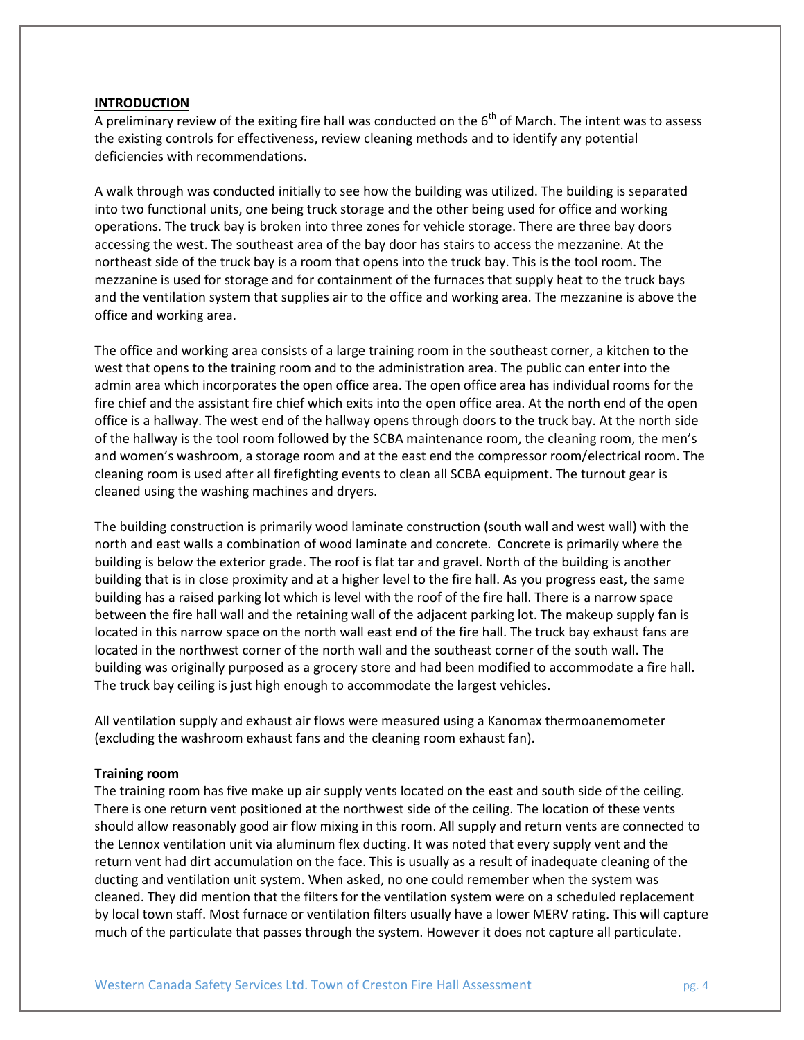## INTRODUCTION

A preliminary review of the exiting fire hall was conducted on the 6th of March. The intent was to assess the existing controls for effectiveness, review cleaning methods and to identify any potential deficiencies with recommendations.

A walk through was conducted initially to see how the building was utilized. The building is separated into two functional units, one being truck storage and the other being used for office and working operations. The truck bay is broken into three zones for vehicle storage. There are three bay doors accessing the west. The southeast area of the bay door has stairs to access the mezzanine. At the northeast side of the truck bay is a room that opens into the truck bay. This is the tool room. The mezzanine is used for storage and for containment of the furnaces that supply heat to the truck bays and the ventilation system that supplies air to the office and working area. The mezzanine is above the office and working area.

The office and working area consists of a large training room in the southeast corner, a kitchen to the west that opens to the training room and to the administration area. The public can enter into the admin area which incorporates the open office area. The open office area has individual rooms for the fire chief and the assistant fire chief which exits into the open office area. At the north end of the open office is a hallway. The west end of the hallway opens through doors to the truck bay. At the north side of the hallway is the tool room followed by the SCBA maintenance room, the cleaning room, the men's and women's washroom, a storage room and at the east end the compressor room/electrical room. The cleaning room is used after all firefighting events to clean all SCBA equipment. The turnout gear is cleaned using the washing machines and dryers.

The building construction is primarily wood laminate construction (south wall and west wall) with the north and east walls a combination of wood laminate and concrete. Concrete is primarily where the building is below the exterior grade. The roof is flat tar and gravel. North of the building is another building that is in close proximity and at a higher level to the fire hall. As you progress east, the same building has a raised parking lot which is level with the roof of the fire hall. There is a narrow space between the fire hall wall and the retaining wall of the adjacent parking lot. The makeup supply fan is located in this narrow space on the north wall east end of the fire hall. The truck bay exhaust fans are located in the northwest corner of the north wall and the southeast corner of the south wall. The building was originally purposed as a grocery store and had been modified to accommodate a fire hall. The truck bay ceiling is just high enough to accommodate the largest vehicles.

All ventilation supply and exhaust air flows were measured using a Kanomax thermoanemometer (excluding the washroom exhaust fans and the cleaning room exhaust fan).

### Training room

The training room has five make up air supply vents located on the east and south side of the ceiling. There is one return vent positioned at the northwest side of the ceiling. The location of these vents should allow reasonably good air flow mixing in this room. All supply and return vents are connected to the Lennox ventilation unit via aluminum flex ducting. It was noted that every supply vent and the return vent had dirt accumulation on the face. This is usually as a result of inadequate cleaning of the ducting and ventilation unit system. When asked, no one could remember when the system was cleaned. They did mention that the filters for the ventilation system were on a scheduled replacement by local town staff. Most furnace or ventilation filters usually have a lower MERV rating. This will capture much of the particulate that passes through the system. However it does not capture all particulate.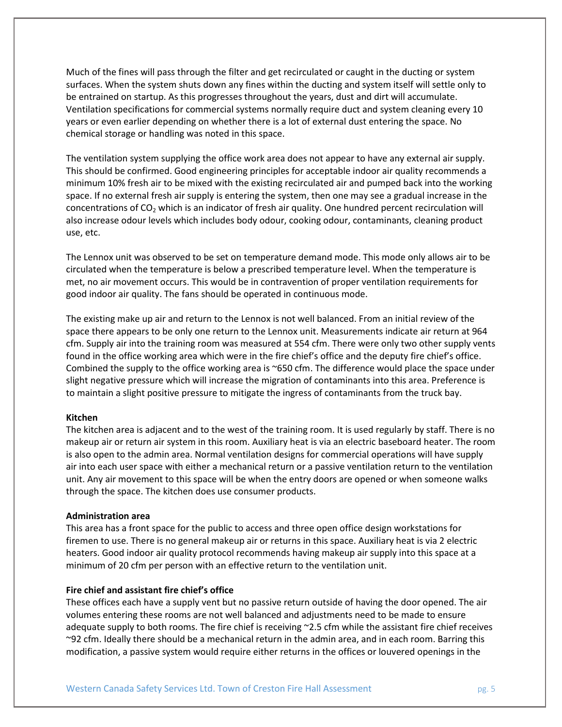Much of the fines will pass through the filter and get recirculated or caught in the ducting or system surfaces. When the system shuts down any fines within the ducting and system itself will settle only to be entrained on startup. As this progresses throughout the years, dust and dirt will accumulate. Ventilation specifications for commercial systems normally require duct and system cleaning every 10 years or even earlier depending on whether there is a lot of external dust entering the space. No chemical storage or handling was noted in this space.

The ventilation system supplying the office work area does not appear to have any external air supply. This should be confirmed. Good engineering principles for acceptable indoor air quality recommends a minimum 10% fresh air to be mixed with the existing recirculated air and pumped back into the working space. If no external fresh air supply is entering the system, then one may see a gradual increase in the concentrations of $CO_2$ which is an indicator of fresh air quality. One hundred percent recirculation will also increase odour levels which includes body odour, cooking odour, contaminants, cleaning product use, etc.

The Lennox unit was observed to be set on temperature demand mode. This mode only allows air to be circulated when the temperature is below a prescribed temperature level. When the temperature is met, no air movement occurs. This would be in contravention of proper ventilation requirements for good indoor air quality. The fans should be operated in continuous mode.

The existing make up air and return to the Lennox is not well balanced. From an initial review of the space there appears to be only one return to the Lennox unit. Measurements indicate air return at 964 cfm. Supply air into the training room was measured at 554 cfm. There were only two other supply vents found in the office working area which were in the fire chief's office and the deputy fire chief's office. Combined the supply to the office working area is ~650 cfm. The difference would place the space under slight negative pressure which will increase the migration of contaminants into this area. Preference is to maintain a slight positive pressure to mitigate the ingress of contaminants from the truck bay.

**Kitchen**

The kitchen area is adjacent and to the west of the training room. It is used regularly by staff. There is no makeup air or return air system in this room. Auxiliary heat is via an electric baseboard heater. The room is also open to the admin area. Normal ventilation designs for commercial operations will have supply air into each user space with either a mechanical return or a passive ventilation return to the ventilation unit. Any air movement to this space will be when the entry doors are opened or when someone walks through the space. The kitchen does use consumer products.

**Administration area**

This area has a front space for the public to access and three open office design workstations for firemen to use. There is no general makeup air or returns in this space. Auxiliary heat is via 2 electric heaters. Good indoor air quality protocol recommends having makeup air supply into this space at a minimum of 20 cfm per person with an effective return to the ventilation unit.

**Fire chief and assistant fire chief's office**

These offices each have a supply vent but no passive return outside of having the door opened. The air volumes entering these rooms are not well balanced and adjustments need to be made to ensure adequate supply to both rooms. The fire chief is receiving ~2.5 cfm while the assistant fire chief receives ~92 cfm. Ideally there should be a mechanical return in the admin area, and in each room. Barring this modification, a passive system would require either returns in the offices or louvered openings in the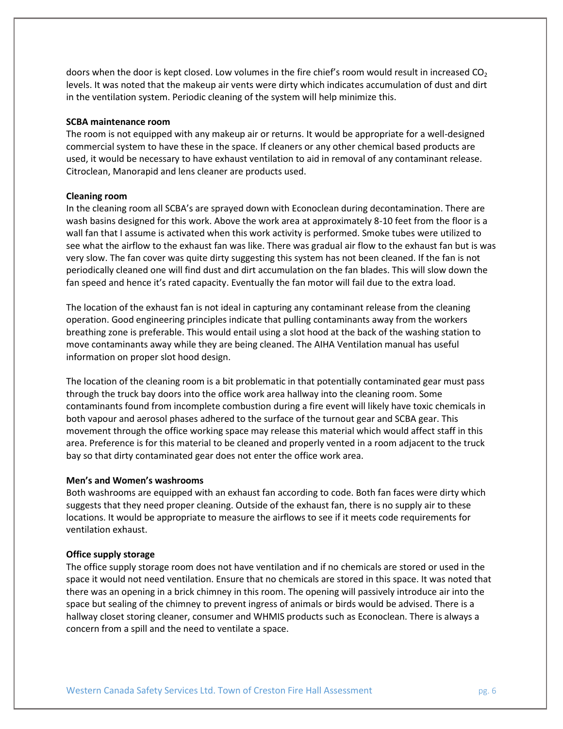doors when the door is kept closed. Low volumes in the fire chief's room would result in increased $CO_2$ levels. It was noted that the makeup air vents were dirty which indicates accumulation of dust and dirt in the ventilation system. Periodic cleaning of the system will help minimize this.

**SCBA maintenance room**

The room is not equipped with any makeup air or returns. It would be appropriate for a well-designed commercial system to have these in the space. If cleaners or any other chemical based products are used, it would be necessary to have exhaust ventilation to aid in removal of any contaminant release. Citroclean, Manorapid and lens cleaner are products used.

**Cleaning room**

In the cleaning room all SCBA's are sprayed down with Econoclean during decontamination. There are wash basins designed for this work. Above the work area at approximately 8-10 feet from the floor is a wall fan that I assume is activated when this work activity is performed. Smoke tubes were utilized to see what the airflow to the exhaust fan was like. There was gradual air flow to the exhaust fan but is was very slow. The fan cover was quite dirty suggesting this system has not been cleaned. If the fan is not periodically cleaned one will find dust and dirt accumulation on the fan blades. This will slow down the fan speed and hence it's rated capacity. Eventually the fan motor will fail due to the extra load.

The location of the exhaust fan is not ideal in capturing any contaminant release from the cleaning operation. Good engineering principles indicate that pulling contaminants away from the workers breathing zone is preferable. This would entail using a slot hood at the back of the washing station to move contaminants away while they are being cleaned. The AIHA Ventilation manual has useful information on proper slot hood design.

The location of the cleaning room is a bit problematic in that potentially contaminated gear must pass through the truck bay doors into the office work area hallway into the cleaning room. Some contaminants found from incomplete combustion during a fire event will likely have toxic chemicals in both vapour and aerosol phases adhered to the surface of the turnout gear and SCBA gear. This movement through the office working space may release this material which would affect staff in this area. Preference is for this material to be cleaned and properly vented in a room adjacent to the truck bay so that dirty contaminated gear does not enter the office work area.

**Men's and Women's washrooms**

Both washrooms are equipped with an exhaust fan according to code. Both fan faces were dirty which suggests that they need proper cleaning. Outside of the exhaust fan, there is no supply air to these locations. It would be appropriate to measure the airflows to see if it meets code requirements for ventilation exhaust.

**Office supply storage**

The office supply storage room does not have ventilation and if no chemicals are stored or used in the space it would not need ventilation. Ensure that no chemicals are stored in this space. It was noted that there was an opening in a brick chimney in this room. The opening will passively introduce air into the space but sealing of the chimney to prevent ingress of animals or birds would be advised. There is a hallway closet storing cleaner, consumer and WHMIS products such as Econoclean. There is always a concern from a spill and the need to ventilate a space.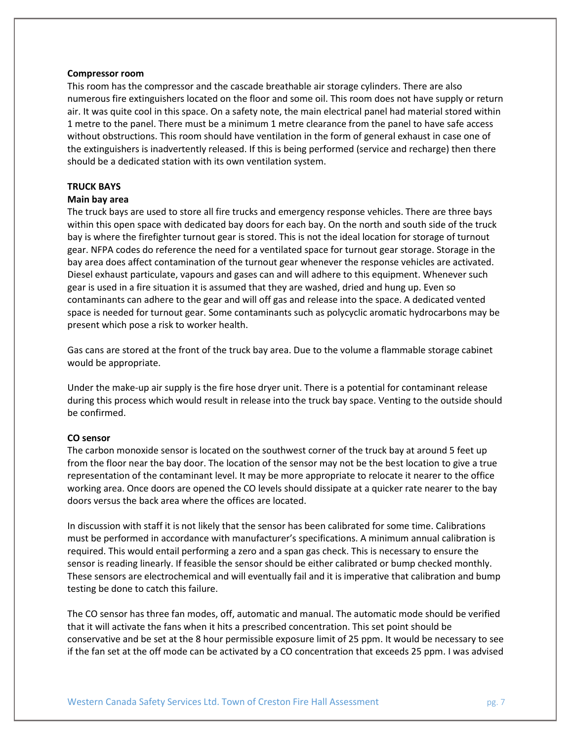**Compressor room**

This room has the compressor and the cascade breathable air storage cylinders. There are also numerous fire extinguishers located on the floor and some oil. This room does not have supply or return air. It was quite cool in this space. On a safety note, the main electrical panel had material stored within 1 metre to the panel. There must be a minimum 1 metre clearance from the panel to have safe access without obstructions. This room should have ventilation in the form of general exhaust in case one of the extinguishers is inadvertently released. If this is being performed (service and recharge) then there should be a dedicated station with its own ventilation system.

**TRUCK BAYS**

**Main bay area**

The truck bays are used to store all fire trucks and emergency response vehicles. There are three bays within this open space with dedicated bay doors for each bay. On the north and south side of the truck bay is where the firefighter turnout gear is stored. This is not the ideal location for storage of turnout gear. NFPA codes do reference the need for a ventilated space for turnout gear storage. Storage in the bay area does affect contamination of the turnout gear whenever the response vehicles are activated. Diesel exhaust particulate, vapours and gases can and will adhere to this equipment. Whenever such gear is used in a fire situation it is assumed that they are washed, dried and hung up. Even so contaminants can adhere to the gear and will off gas and release into the space. A dedicated vented space is needed for turnout gear. Some contaminants such as polycyclic aromatic hydrocarbons may be present which pose a risk to worker health.

Gas cans are stored at the front of the truck bay area. Due to the volume a flammable storage cabinet would be appropriate.

Under the make-up air supply is the fire hose dryer unit. There is a potential for contaminant release during this process which would result in release into the truck bay space. Venting to the outside should be confirmed.

**CO sensor**

The carbon monoxide sensor is located on the southwest corner of the truck bay at around 5 feet up from the floor near the bay door. The location of the sensor may not be the best location to give a true representation of the contaminant level. It may be more appropriate to relocate it nearer to the office working area. Once doors are opened the CO levels should dissipate at a quicker rate nearer to the bay doors versus the back area where the offices are located.

In discussion with staff it is not likely that the sensor has been calibrated for some time. Calibrations must be performed in accordance with manufacturer's specifications. A minimum annual calibration is required. This would entail performing a zero and a span gas check. This is necessary to ensure the sensor is reading linearly. If feasible the sensor should be either calibrated or bump checked monthly. These sensors are electrochemical and will eventually fail and it is imperative that calibration and bump testing be done to catch this failure.

The CO sensor has three fan modes, off, automatic and manual. The automatic mode should be verified that it will activate the fans when it hits a prescribed concentration. This set point should be conservative and be set at the 8 hour permissible exposure limit of 25 ppm. It would be necessary to see if the fan set at the off mode can be activated by a CO concentration that exceeds 25 ppm. I was advised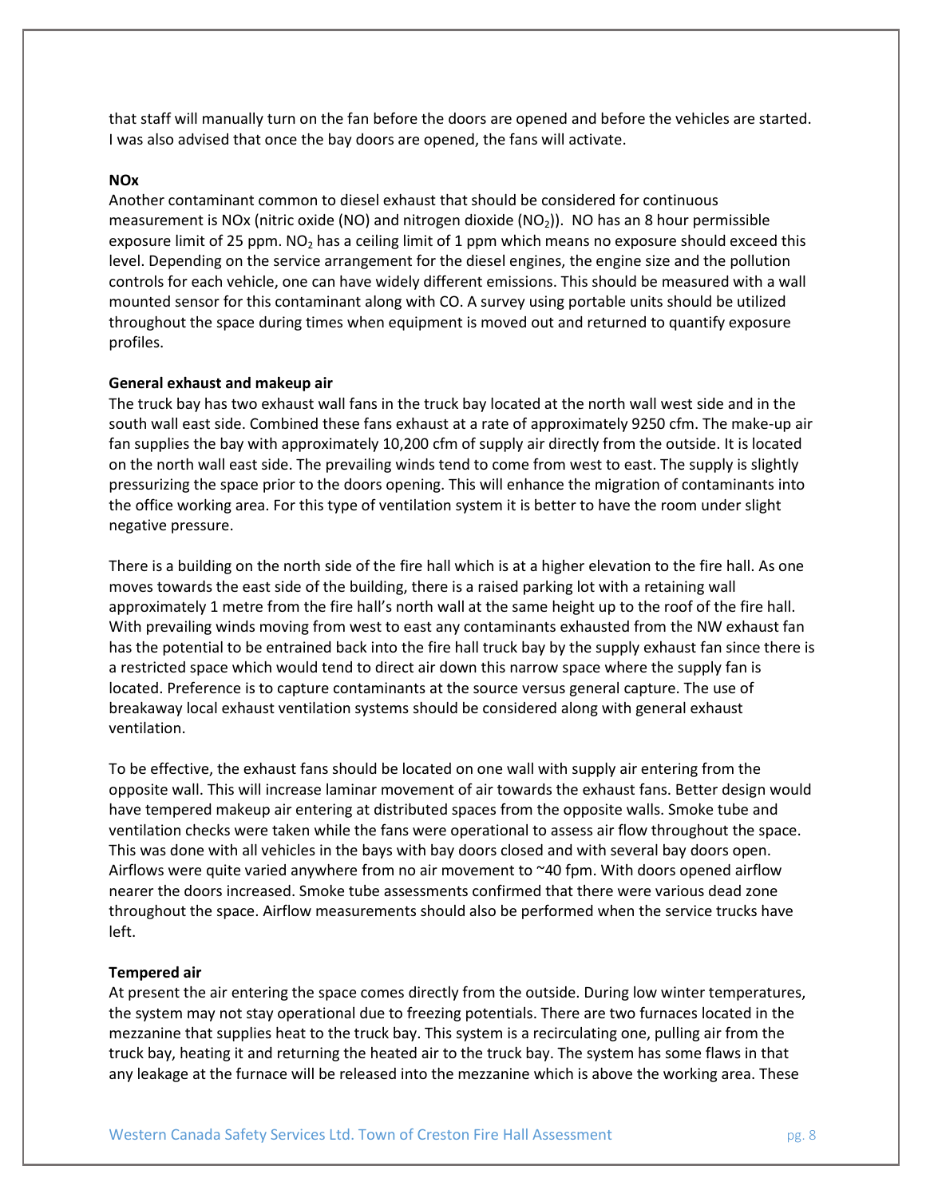that staff will manually turn on the fan before the doors are opened and before the vehicles are started. I was also advised that once the bay doors are opened, the fans will activate.

**NOx**

Another contaminant common to diesel exhaust that should be considered for continuous measurement is NOx (nitric oxide (NO) and nitrogen dioxide ($NO_2$)). NO has an 8 hour permissible exposure limit of 25 ppm. $NO_2$ has a ceiling limit of 1 ppm which means no exposure should exceed this level. Depending on the service arrangement for the diesel engines, the engine size and the pollution controls for each vehicle, one can have widely different emissions. This should be measured with a wall mounted sensor for this contaminant along with CO. A survey using portable units should be utilized throughout the space during times when equipment is moved out and returned to quantify exposure profiles.

**General exhaust and makeup air**

The truck bay has two exhaust wall fans in the truck bay located at the north wall west side and in the south wall east side. Combined these fans exhaust at a rate of approximately 9250 cfm. The make-up air fan supplies the bay with approximately 10,200 cfm of supply air directly from the outside. It is located on the north wall east side. The prevailing winds tend to come from west to east. The supply is slightly pressurizing the space prior to the doors opening. This will enhance the migration of contaminants into the office working area. For this type of ventilation system it is better to have the room under slight negative pressure.

There is a building on the north side of the fire hall which is at a higher elevation to the fire hall. As one moves towards the east side of the building, there is a raised parking lot with a retaining wall approximately 1 metre from the fire hall's north wall at the same height up to the roof of the fire hall. With prevailing winds moving from west to east any contaminants exhausted from the NW exhaust fan has the potential to be entrained back into the fire hall truck bay by the supply exhaust fan since there is a restricted space which would tend to direct air down this narrow space where the supply fan is located. Preference is to capture contaminants at the source versus general capture. The use of breakaway local exhaust ventilation systems should be considered along with general exhaust ventilation.

To be effective, the exhaust fans should be located on one wall with supply air entering from the opposite wall. This will increase laminar movement of air towards the exhaust fans. Better design would have tempered makeup air entering at distributed spaces from the opposite walls. Smoke tube and ventilation checks were taken while the fans were operational to assess air flow throughout the space. This was done with all vehicles in the bays with bay doors closed and with several bay doors open. Airflows were quite varied anywhere from no air movement to ~40 fpm. With doors opened airflow nearer the doors increased. Smoke tube assessments confirmed that there were various dead zone throughout the space. Airflow measurements should also be performed when the service trucks have left.

**Tempered air**

At present the air entering the space comes directly from the outside. During low winter temperatures, the system may not stay operational due to freezing potentials. There are two furnaces located in the mezzanine that supplies heat to the truck bay. This system is a recirculating one, pulling air from the truck bay, heating it and returning the heated air to the truck bay. The system has some flaws in that any leakage at the furnace will be released into the mezzanine which is above the working area. These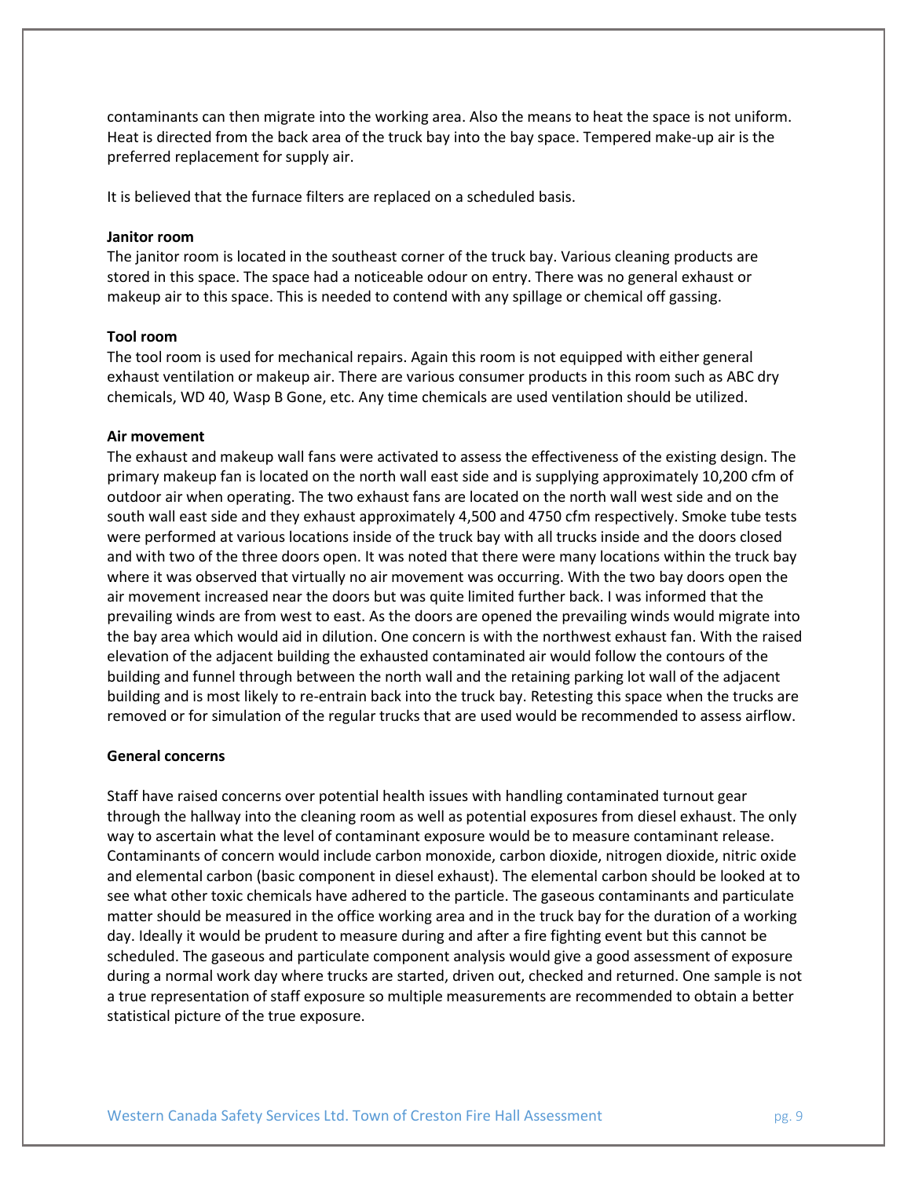contaminants can then migrate into the working area. Also the means to heat the space is not uniform. Heat is directed from the back area of the truck bay into the bay space. Tempered make-up air is the preferred replacement for supply air.

It is believed that the furnace filters are replaced on a scheduled basis.

**Janitor room**

The janitor room is located in the southeast corner of the truck bay. Various cleaning products are stored in this space. The space had a noticeable odour on entry. There was no general exhaust or makeup air to this space. This is needed to contend with any spillage or chemical off gassing.

**Tool room**

The tool room is used for mechanical repairs. Again this room is not equipped with either general exhaust ventilation or makeup air. There are various consumer products in this room such as ABC dry chemicals, WD 40, Wasp B Gone, etc. Any time chemicals are used ventilation should be utilized.

**Air movement**

The exhaust and makeup wall fans were activated to assess the effectiveness of the existing design. The primary makeup fan is located on the north wall east side and is supplying approximately 10,200 cfm of outdoor air when operating. The two exhaust fans are located on the north wall west side and on the south wall east side and they exhaust approximately 4,500 and 4750 cfm respectively. Smoke tube tests were performed at various locations inside of the truck bay with all trucks inside and the doors closed and with two of the three doors open. It was noted that there were many locations within the truck bay where it was observed that virtually no air movement was occurring. With the two bay doors open the air movement increased near the doors but was quite limited further back. I was informed that the prevailing winds are from west to east. As the doors are opened the prevailing winds would migrate into the bay area which would aid in dilution. One concern is with the northwest exhaust fan. With the raised elevation of the adjacent building the exhausted contaminated air would follow the contours of the building and funnel through between the north wall and the retaining parking lot wall of the adjacent building and is most likely to re-entrain back into the truck bay. Retesting this space when the trucks are removed or for simulation of the regular trucks that are used would be recommended to assess airflow.

**General concerns**

Staff have raised concerns over potential health issues with handling contaminated turnout gear through the hallway into the cleaning room as well as potential exposures from diesel exhaust. The only way to ascertain what the level of contaminant exposure would be to measure contaminant release. Contaminants of concern would include carbon monoxide, carbon dioxide, nitrogen dioxide, nitric oxide and elemental carbon (basic component in diesel exhaust). The elemental carbon should be looked at to see what other toxic chemicals have adhered to the particle. The gaseous contaminants and particulate matter should be measured in the office working area and in the truck bay for the duration of a working day. Ideally it would be prudent to measure during and after a fire fighting event but this cannot be scheduled. The gaseous and particulate component analysis would give a good assessment of exposure during a normal work day where trucks are started, driven out, checked and returned. One sample is not a true representation of staff exposure so multiple measurements are recommended to obtain a better statistical picture of the true exposure.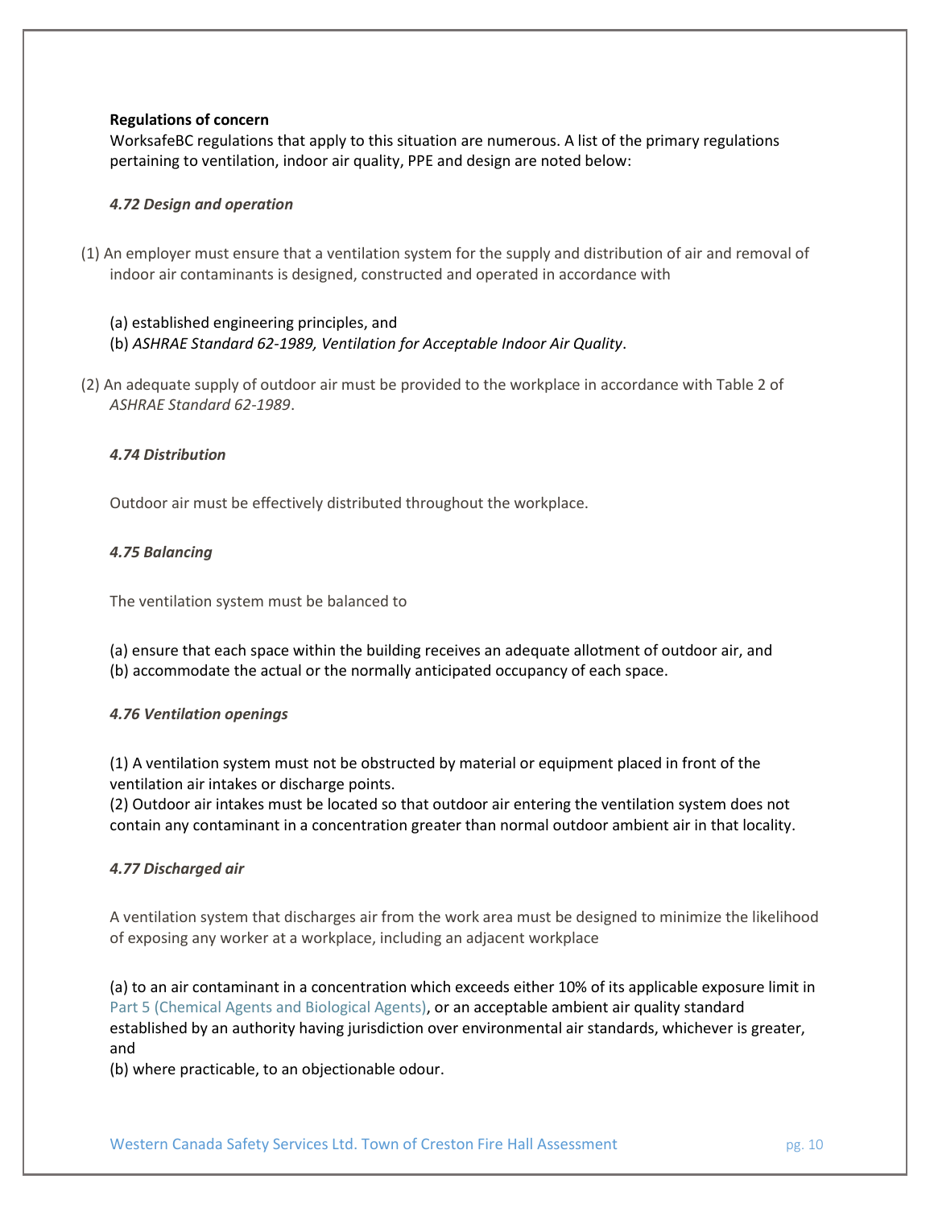**Regulations of concern**

WorksafeBC regulations that apply to this situation are numerous. A list of the primary regulations pertaining to ventilation, indoor air quality, PPE and design are noted below:

***4.72 Design and operation***

(1) An employer must ensure that a ventilation system for the supply and distribution of air and removal of indoor air contaminants is designed, constructed and operated in accordance with

(a) established engineering principles, and
(b) *ASHRAE Standard 62-1989, Ventilation for Acceptable Indoor Air Quality*.

(2) An adequate supply of outdoor air must be provided to the workplace in accordance with Table 2 of *ASHRAE Standard 62-1989*.

***4.74 Distribution***

Outdoor air must be effectively distributed throughout the workplace.

***4.75 Balancing***

The ventilation system must be balanced to

(a) ensure that each space within the building receives an adequate allotment of outdoor air, and
(b) accommodate the actual or the normally anticipated occupancy of each space.

***4.76 Ventilation openings***

(1) A ventilation system must not be obstructed by material or equipment placed in front of the ventilation air intakes or discharge points.
(2) Outdoor air intakes must be located so that outdoor air entering the ventilation system does not contain any contaminant in a concentration greater than normal outdoor ambient air in that locality.

***4.77 Discharged air***

A ventilation system that discharges air from the work area must be designed to minimize the likelihood of exposing any worker at a workplace, including an adjacent workplace

(a) to an air contaminant in a concentration which exceeds either 10% of its applicable exposure limit in Part 5 (Chemical Agents and Biological Agents), or an acceptable ambient air quality standard established by an authority having jurisdiction over environmental air standards, whichever is greater, and
(b) where practicable, to an objectionable odour.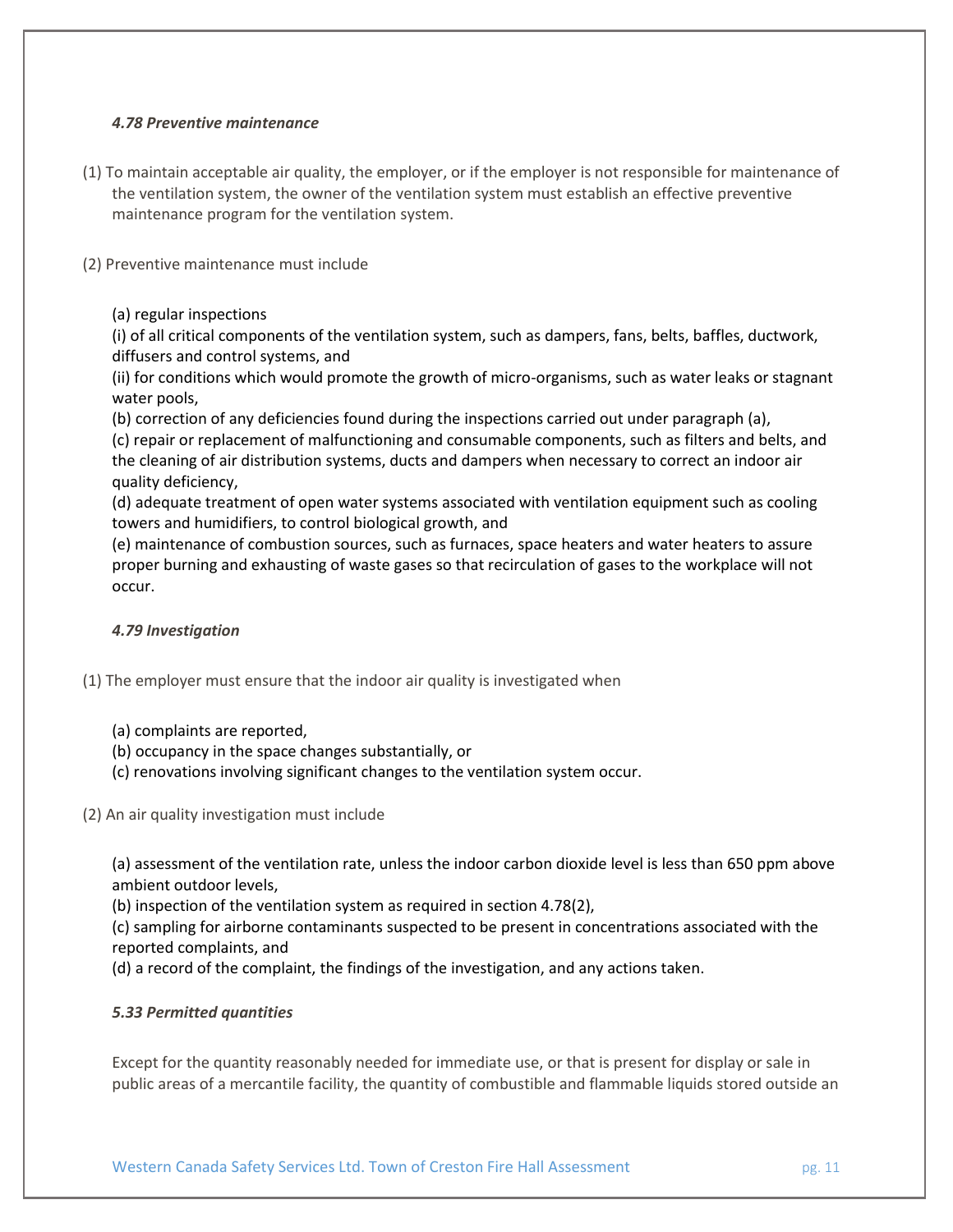*4.78 Preventive maintenance*

(1) To maintain acceptable air quality, the employer, or if the employer is not responsible for maintenance of the ventilation system, the owner of the ventilation system must establish an effective preventive maintenance program for the ventilation system.

(2) Preventive maintenance must include

(a) regular inspections
(i) of all critical components of the ventilation system, such as dampers, fans, belts, baffles, ductwork, diffusers and control systems, and
(ii) for conditions which would promote the growth of micro-organisms, such as water leaks or stagnant water pools,
(b) correction of any deficiencies found during the inspections carried out under paragraph (a),
(c) repair or replacement of malfunctioning and consumable components, such as filters and belts, and the cleaning of air distribution systems, ducts and dampers when necessary to correct an indoor air quality deficiency,
(d) adequate treatment of open water systems associated with ventilation equipment such as cooling towers and humidifiers, to control biological growth, and
(e) maintenance of combustion sources, such as furnaces, space heaters and water heaters to assure proper burning and exhausting of waste gases so that recirculation of gases to the workplace will not occur.

*4.79 Investigation*

(1) The employer must ensure that the indoor air quality is investigated when

(a) complaints are reported,
(b) occupancy in the space changes substantially, or
(c) renovations involving significant changes to the ventilation system occur.

(2) An air quality investigation must include

(a) assessment of the ventilation rate, unless the indoor carbon dioxide level is less than 650 ppm above ambient outdoor levels,
(b) inspection of the ventilation system as required in section 4.78(2),
(c) sampling for airborne contaminants suspected to be present in concentrations associated with the reported complaints, and
(d) a record of the complaint, the findings of the investigation, and any actions taken.

*5.33 Permitted quantities*

Except for the quantity reasonably needed for immediate use, or that is present for display or sale in public areas of a mercantile facility, the quantity of combustible and flammable liquids stored outside an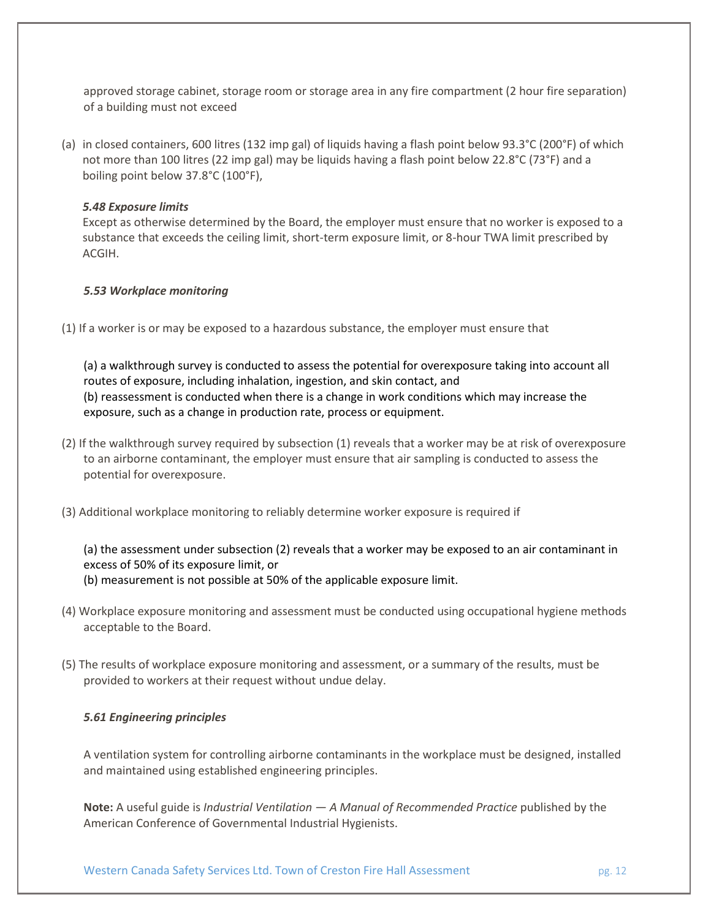approved storage cabinet, storage room or storage area in any fire compartment (2 hour fire separation) of a building must not exceed

(a) in closed containers, 600 litres (132 imp gal) of liquids having a flash point below 93.3°C (200°F) of which not more than 100 litres (22 imp gal) may be liquids having a flash point below 22.8°C (73°F) and a boiling point below 37.8°C (100°F),

***5.48 Exposure limits***

Except as otherwise determined by the Board, the employer must ensure that no worker is exposed to a substance that exceeds the ceiling limit, short-term exposure limit, or 8-hour TWA limit prescribed by ACGIH.

***5.53 Workplace monitoring***

(1) If a worker is or may be exposed to a hazardous substance, the employer must ensure that

(a) a walkthrough survey is conducted to assess the potential for overexposure taking into account all routes of exposure, including inhalation, ingestion, and skin contact, and
(b) reassessment is conducted when there is a change in work conditions which may increase the exposure, such as a change in production rate, process or equipment.

(2) If the walkthrough survey required by subsection (1) reveals that a worker may be at risk of overexposure to an airborne contaminant, the employer must ensure that air sampling is conducted to assess the potential for overexposure.

(3) Additional workplace monitoring to reliably determine worker exposure is required if

(a) the assessment under subsection (2) reveals that a worker may be exposed to an air contaminant in excess of 50% of its exposure limit, or
(b) measurement is not possible at 50% of the applicable exposure limit.

(4) Workplace exposure monitoring and assessment must be conducted using occupational hygiene methods acceptable to the Board.

(5) The results of workplace exposure monitoring and assessment, or a summary of the results, must be provided to workers at their request without undue delay.

***5.61 Engineering principles***

A ventilation system for controlling airborne contaminants in the workplace must be designed, installed and maintained using established engineering principles.

**Note:** A useful guide is *Industrial Ventilation — A Manual of Recommended Practice* published by the American Conference of Governmental Industrial Hygienists.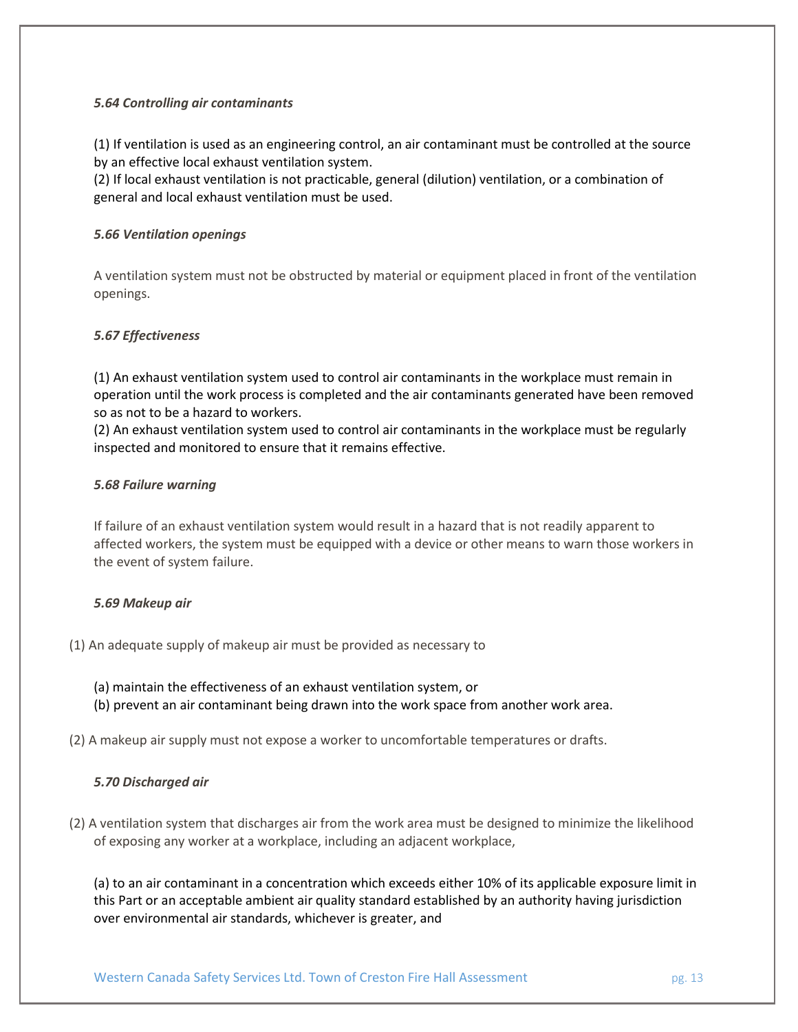***5.64 Controlling air contaminants***

(1) If ventilation is used as an engineering control, an air contaminant must be controlled at the source by an effective local exhaust ventilation system.
(2) If local exhaust ventilation is not practicable, general (dilution) ventilation, or a combination of general and local exhaust ventilation must be used.

***5.66 Ventilation openings***

A ventilation system must not be obstructed by material or equipment placed in front of the ventilation openings.

***5.67 Effectiveness***

(1) An exhaust ventilation system used to control air contaminants in the workplace must remain in operation until the work process is completed and the air contaminants generated have been removed so as not to be a hazard to workers.
(2) An exhaust ventilation system used to control air contaminants in the workplace must be regularly inspected and monitored to ensure that it remains effective.

***5.68 Failure warning***

If failure of an exhaust ventilation system would result in a hazard that is not readily apparent to affected workers, the system must be equipped with a device or other means to warn those workers in the event of system failure.

***5.69 Makeup air***

(1) An adequate supply of makeup air must be provided as necessary to

(a) maintain the effectiveness of an exhaust ventilation system, or
(b) prevent an air contaminant being drawn into the work space from another work area.

(2) A makeup air supply must not expose a worker to uncomfortable temperatures or drafts.

***5.70 Discharged air***

(2) A ventilation system that discharges air from the work area must be designed to minimize the likelihood of exposing any worker at a workplace, including an adjacent workplace,

(a) to an air contaminant in a concentration which exceeds either 10% of its applicable exposure limit in this Part or an acceptable ambient air quality standard established by an authority having jurisdiction over environmental air standards, whichever is greater, and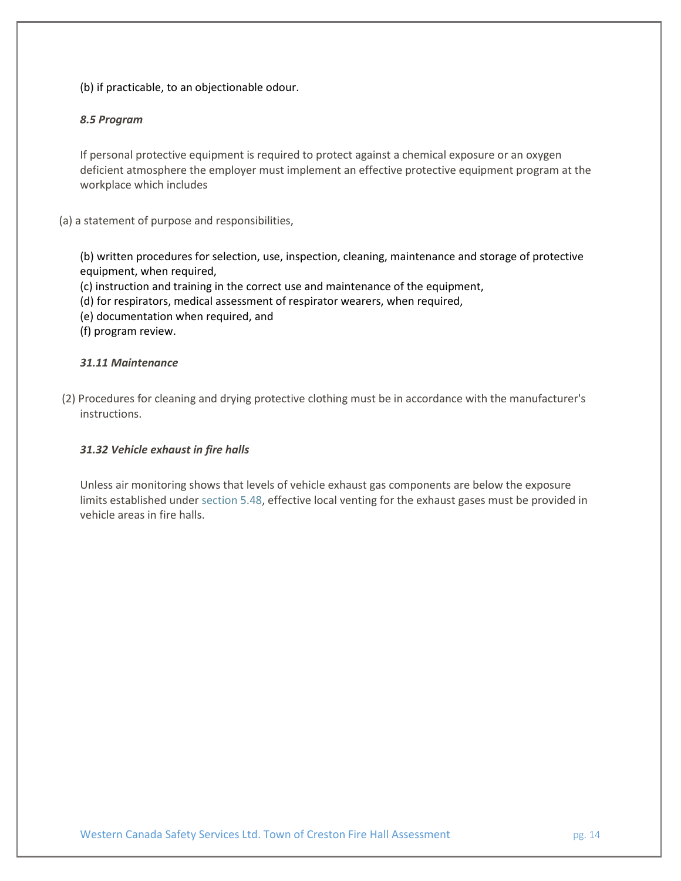(b) if practicable, to an objectionable odour.

***8.5 Program***

If personal protective equipment is required to protect against a chemical exposure or an oxygen deficient atmosphere the employer must implement an effective protective equipment program at the workplace which includes

(a) a statement of purpose and responsibilities,

(b) written procedures for selection, use, inspection, cleaning, maintenance and storage of protective equipment, when required,
(c) instruction and training in the correct use and maintenance of the equipment,
(d) for respirators, medical assessment of respirator wearers, when required,
(e) documentation when required, and
(f) program review.

***31.11 Maintenance***

(2) Procedures for cleaning and drying protective clothing must be in accordance with the manufacturer's instructions.

***31.32 Vehicle exhaust in fire halls***

Unless air monitoring shows that levels of vehicle exhaust gas components are below the exposure limits established under section 5.48, effective local venting for the exhaust gases must be provided in vehicle areas in fire halls.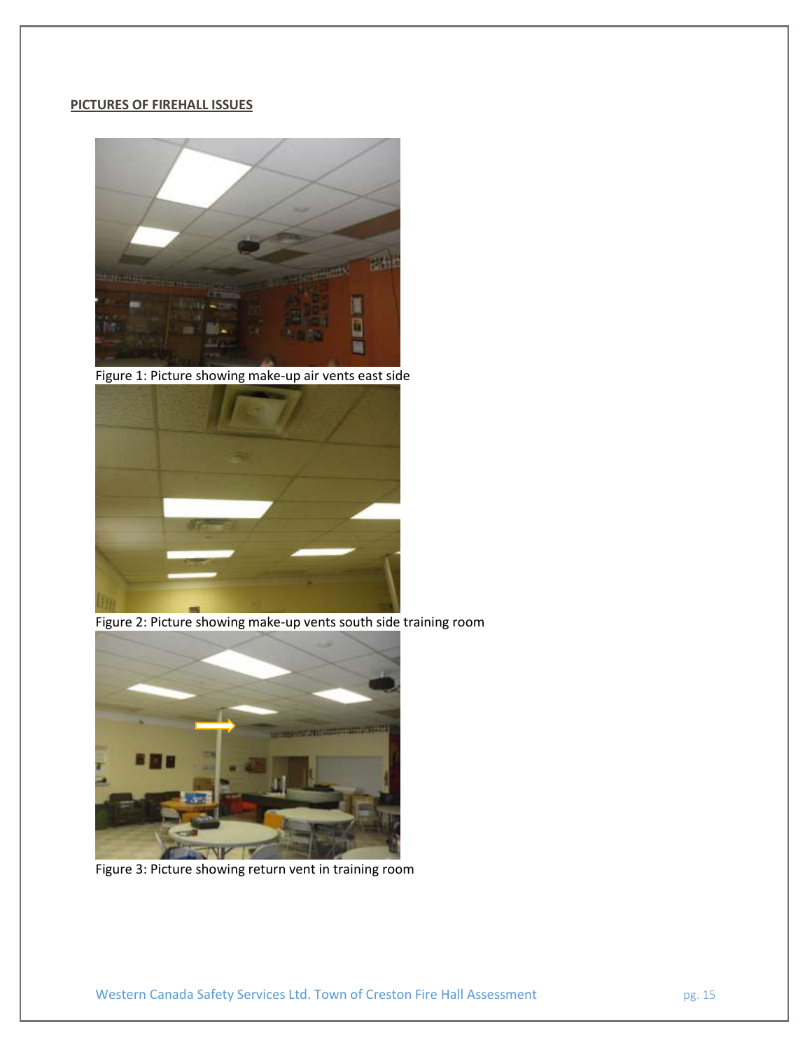**PICTURES OF FIREHALL ISSUES**

Figure 1: Picture showing make-up air vents east side

Figure 2: Picture showing make-up vents south side training room

Figure 3: Picture showing return vent in training room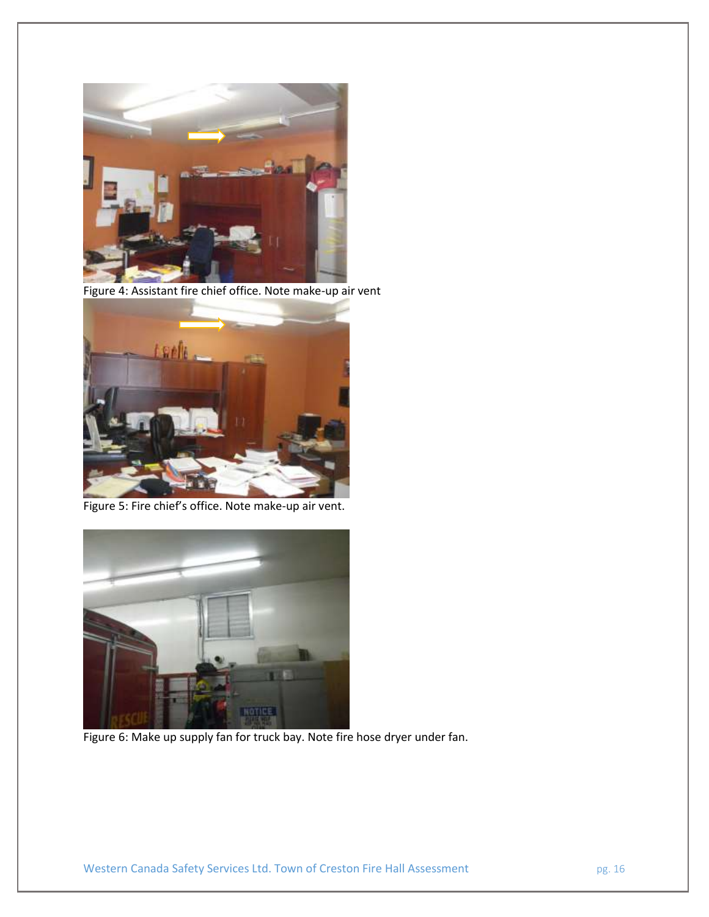Figure 4: Assistant fire chief office. Note make-up air vent

Figure 5: Fire chief's office. Note make-up air vent.

Figure 6: Make up supply fan for truck bay. Note fire hose dryer under fan.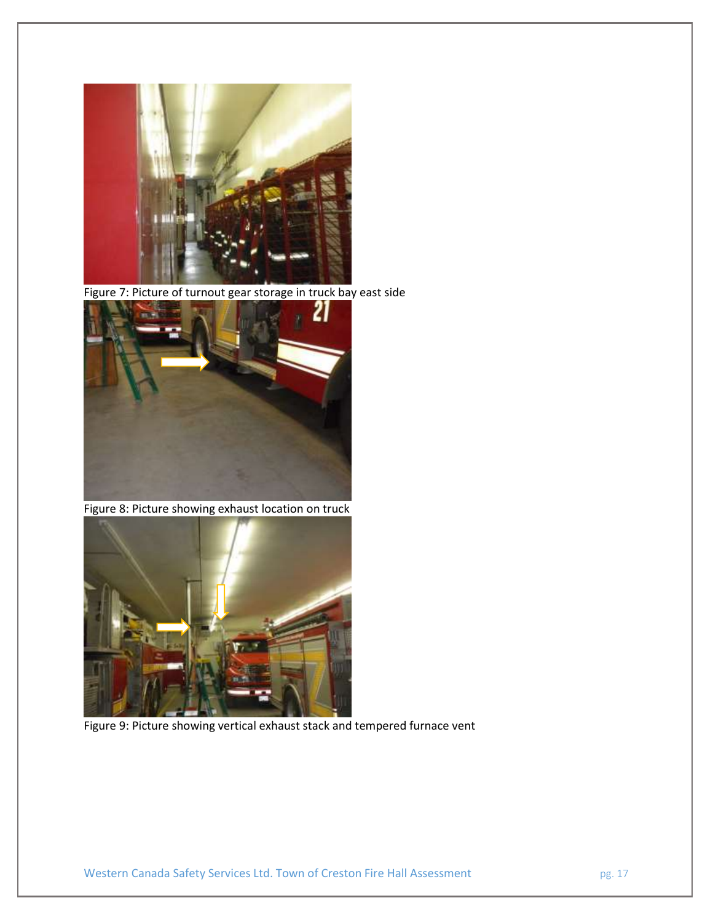Figure 7: Picture of turnout gear storage in truck bay east side

Figure 8: Picture showing exhaust location on truck

Figure 9: Picture showing vertical exhaust stack and tempered furnace vent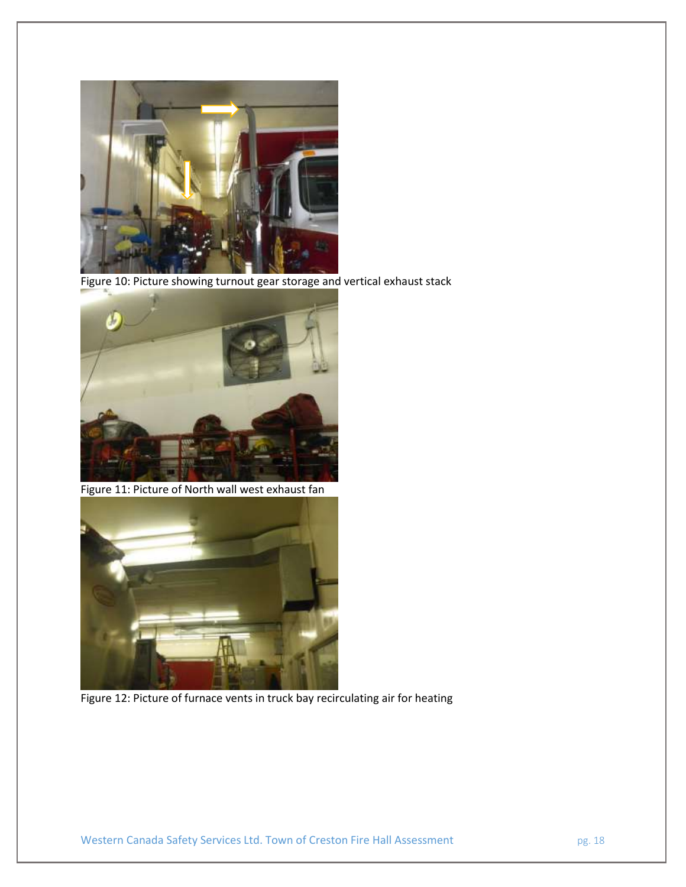Figure 10: Picture showing turnout gear storage and vertical exhaust stack

Figure 11: Picture of North wall west exhaust fan

Figure 12: Picture of furnace vents in truck bay recirculating air for heating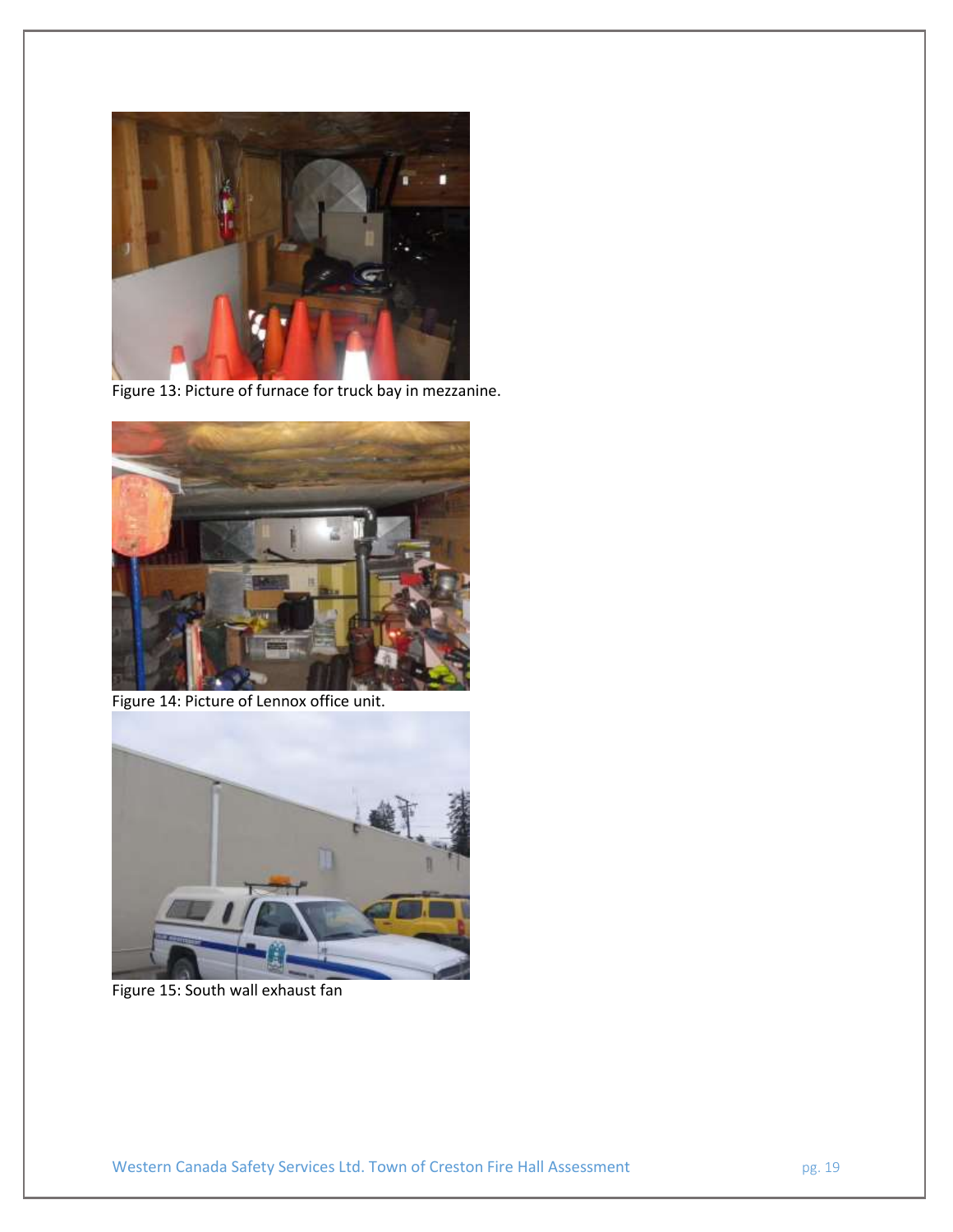Figure 13: Picture of furnace for truck bay in mezzanine.

Figure 14: Picture of Lennox office unit.

Figure 15: South wall exhaust fan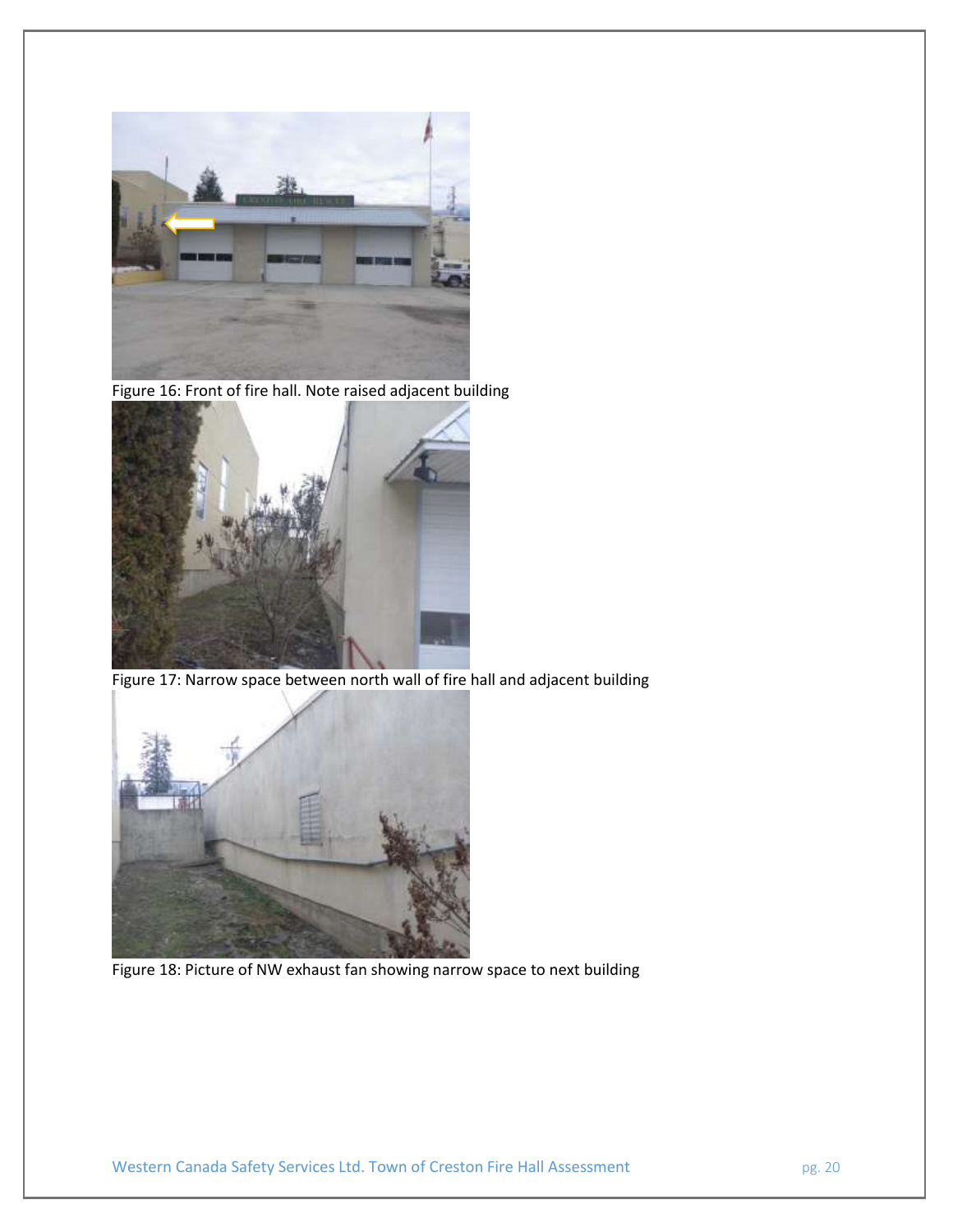Figure 16: Front of fire hall. Note raised adjacent building

Figure 17: Narrow space between north wall of fire hall and adjacent building

Figure 18: Picture of NW exhaust fan showing narrow space to next building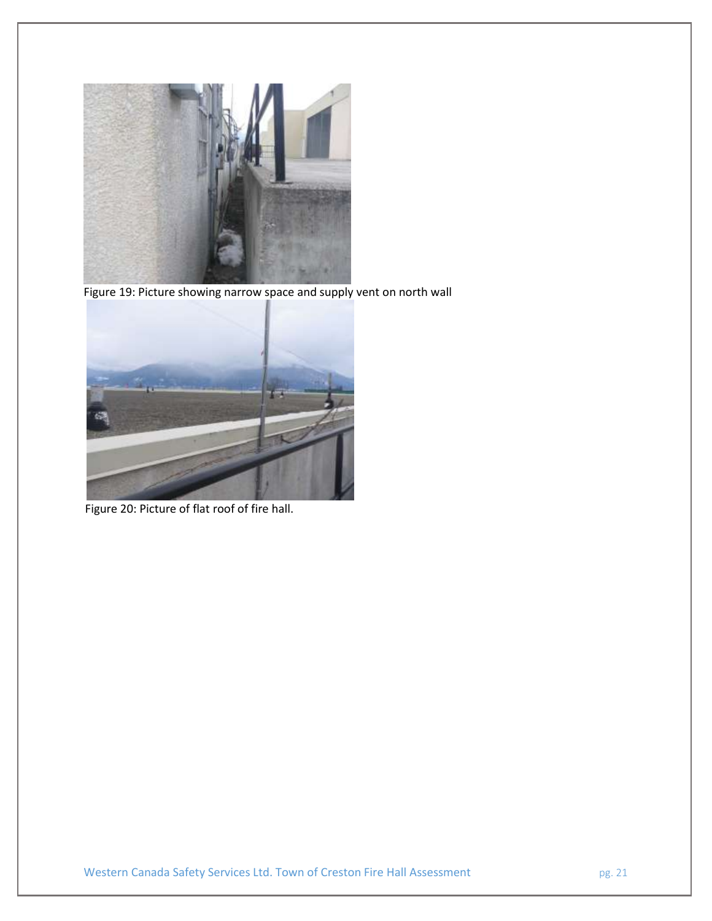Figure 19: Picture showing narrow space and supply vent on north wall

Figure 20: Picture of flat roof of fire hall.